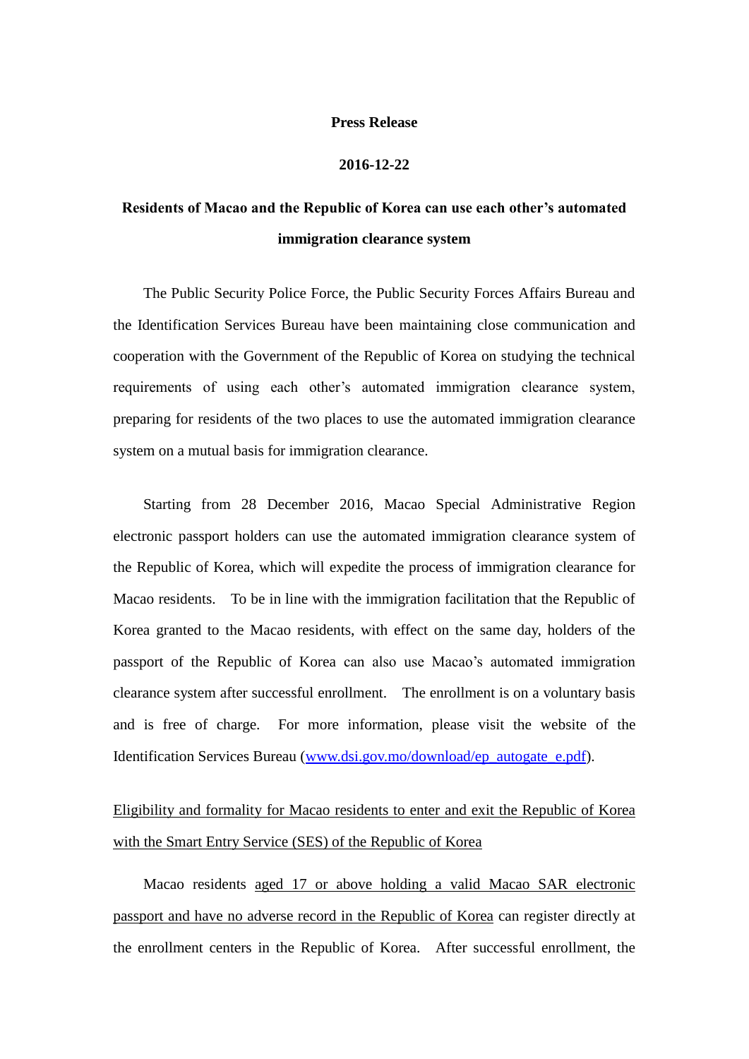**Press Release**

**2016-12-22**

# Residents of Macao and the Republic of Korea can use each other's automated immigration clearance system

The Public Security Police Force, the Public Security Forces Affairs Bureau and the Identification Services Bureau have been maintaining close communication and cooperation with the Government of the Republic of Korea on studying the technical requirements of using each other's automated immigration clearance system, preparing for residents of the two places to use the automated immigration clearance system on a mutual basis for immigration clearance.

Starting from 28 December 2016, Macao Special Administrative Region electronic passport holders can use the automated immigration clearance system of the Republic of Korea, which will expedite the process of immigration clearance for Macao residents. To be in line with the immigration facilitation that the Republic of Korea granted to the Macao residents, with effect on the same day, holders of the passport of the Republic of Korea can also use Macao's automated immigration clearance system after successful enrollment. The enrollment is on a voluntary basis and is free of charge. For more information, please visit the website of the Identification Services Bureau (www.dsi.gov.mo/download/ep_autogate_e.pdf).

<u>Eligibility and formality for Macao residents to enter and exit the Republic of Korea with the Smart Entry Service (SES) of the Republic of Korea</u>

Macao residents <u>aged 17 or above holding a valid Macao SAR electronic passport and have no adverse record in the Republic of Korea</u> can register directly at the enrollment centers in the Republic of Korea. After successful enrollment, the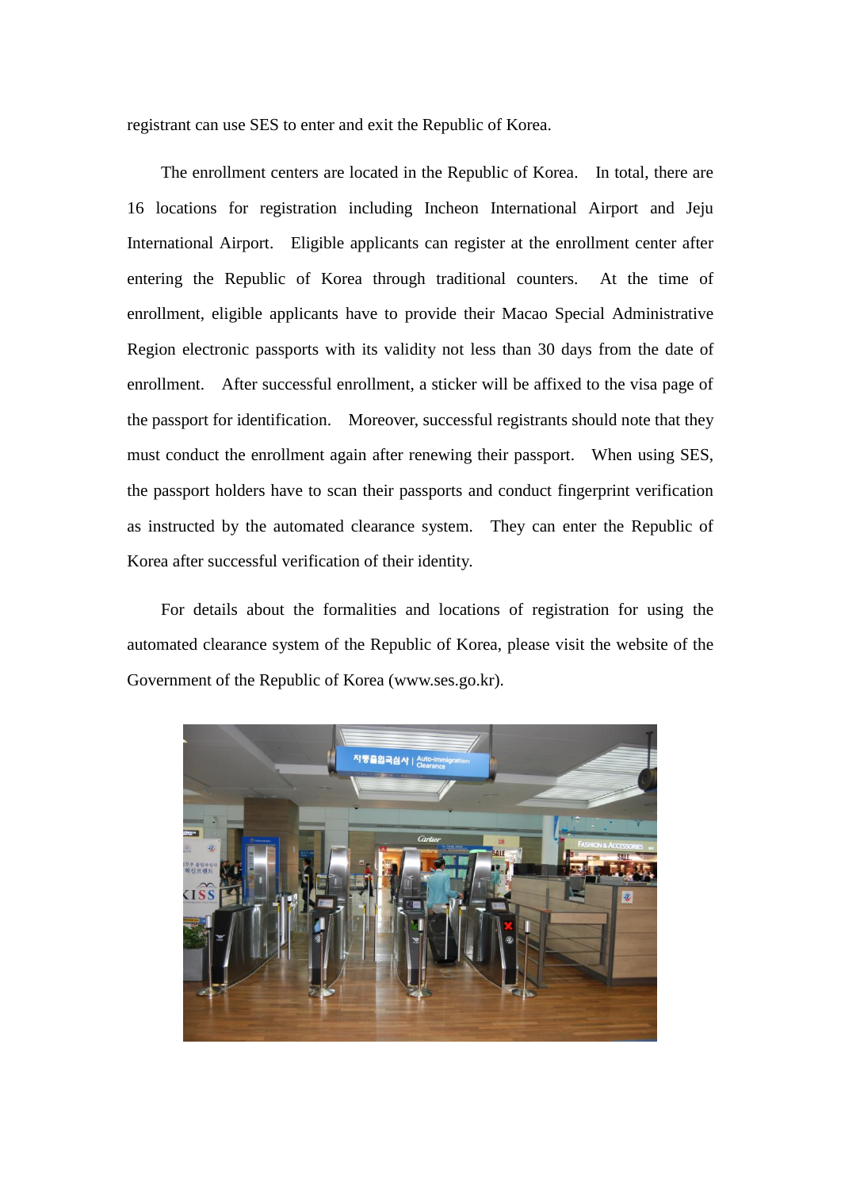registrant can use SES to enter and exit the Republic of Korea.

The enrollment centers are located in the Republic of Korea. In total, there are 16 locations for registration including Incheon International Airport and Jeju International Airport. Eligible applicants can register at the enrollment center after entering the Republic of Korea through traditional counters. At the time of enrollment, eligible applicants have to provide their Macao Special Administrative Region electronic passports with its validity not less than 30 days from the date of enrollment. After successful enrollment, a sticker will be affixed to the visa page of the passport for identification. Moreover, successful registrants should note that they must conduct the enrollment again after renewing their passport. When using SES, the passport holders have to scan their passports and conduct fingerprint verification as instructed by the automated clearance system. They can enter the Republic of Korea after successful verification of their identity.

For details about the formalities and locations of registration for using the automated clearance system of the Republic of Korea, please visit the website of the Government of the Republic of Korea (www.ses.go.kr).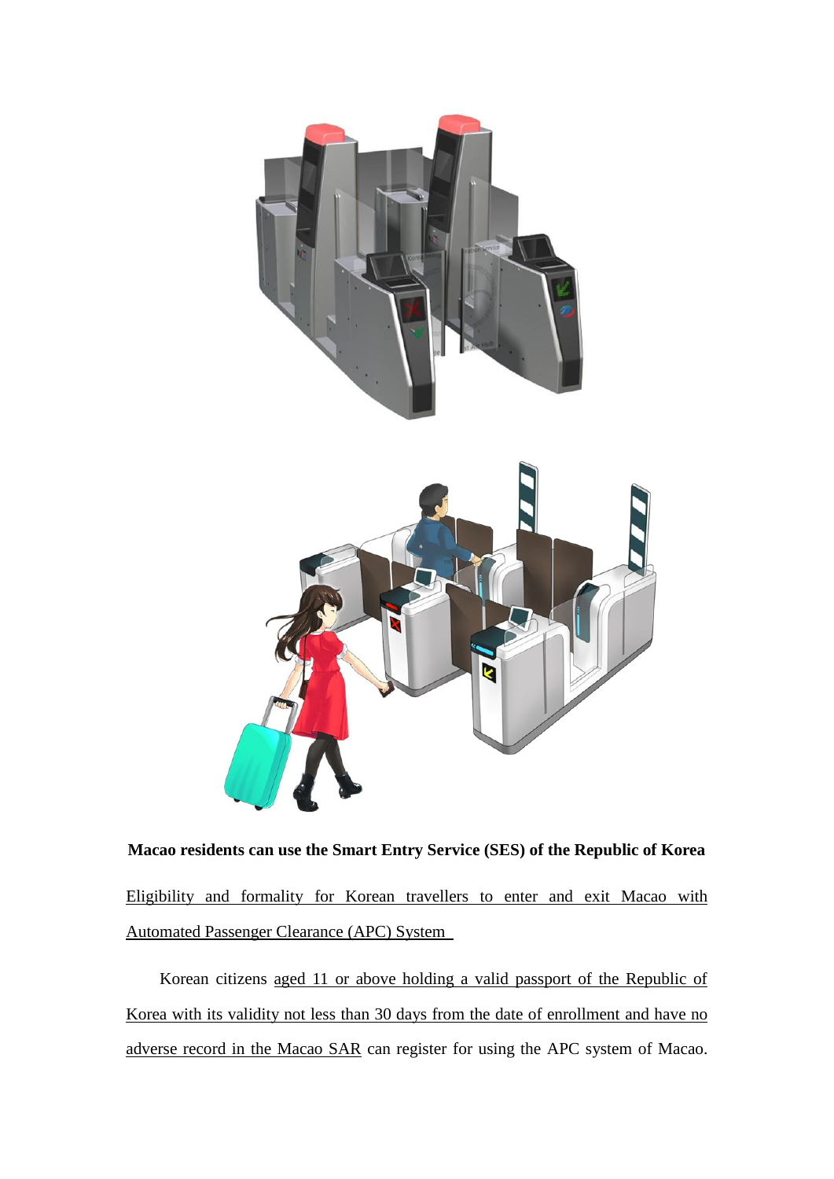**Macao residents can use the Smart Entry Service (SES) of the Republic of Korea**

Eligibility and formality for Korean travellers to enter and exit Macao with Automated Passenger Clearance (APC) System

Korean citizens aged 11 or above holding a valid passport of the Republic of Korea with its validity not less than 30 days from the date of enrollment and have no adverse record in the Macao SAR can register for using the APC system of Macao.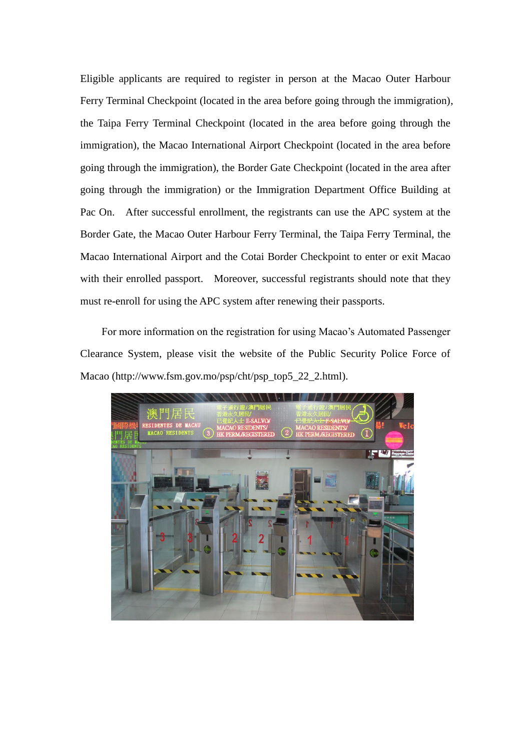Eligible applicants are required to register in person at the Macao Outer Harbour Ferry Terminal Checkpoint (located in the area before going through the immigration), the Taipa Ferry Terminal Checkpoint (located in the area before going through the immigration), the Macao International Airport Checkpoint (located in the area before going through the immigration), the Border Gate Checkpoint (located in the area after going through the immigration) or the Immigration Department Office Building at Pac On. After successful enrollment, the registrants can use the APC system at the Border Gate, the Macao Outer Harbour Ferry Terminal, the Taipa Ferry Terminal, the Macao International Airport and the Cotai Border Checkpoint to enter or exit Macao with their enrolled passport. Moreover, successful registrants should note that they must re-enroll for using the APC system after renewing their passports.

For more information on the registration for using Macao's Automated Passenger Clearance System, please visit the website of the Public Security Police Force of Macao (http://www.fsm.gov.mo/psp/cht/psp_top5_22_2.html).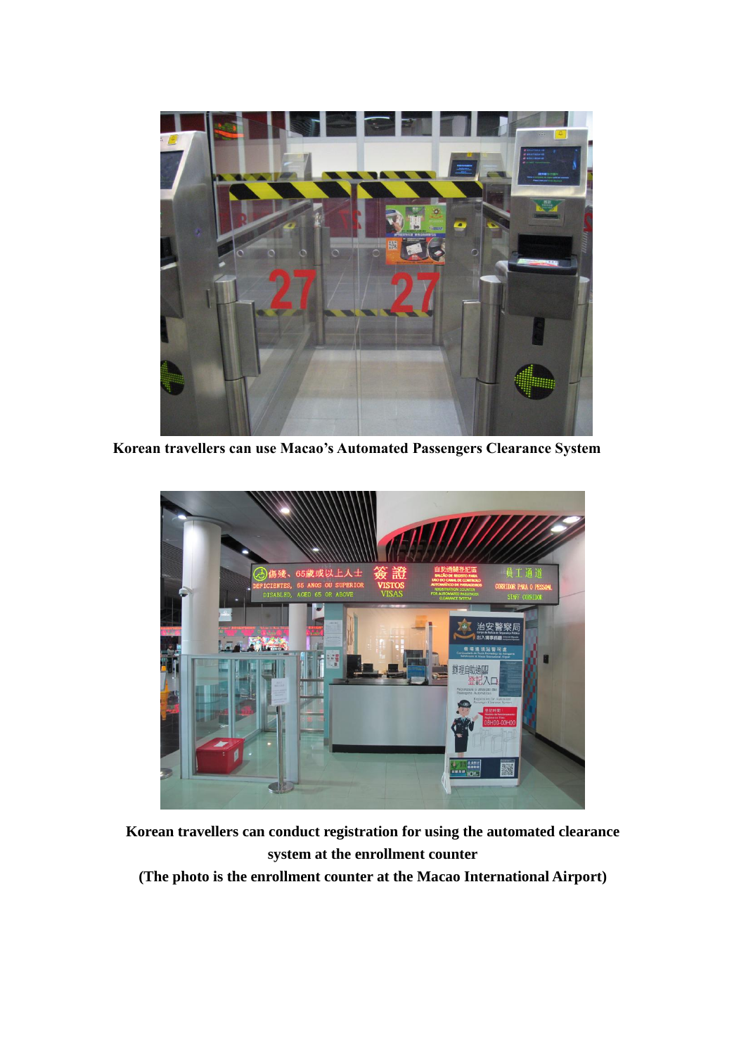**Korean travellers can use Macao's Automated Passengers Clearance System**

**Korean travellers can conduct registration for using the automated clearance system at the enrollment counter**
**(The photo is the enrollment counter at the Macao International Airport)**